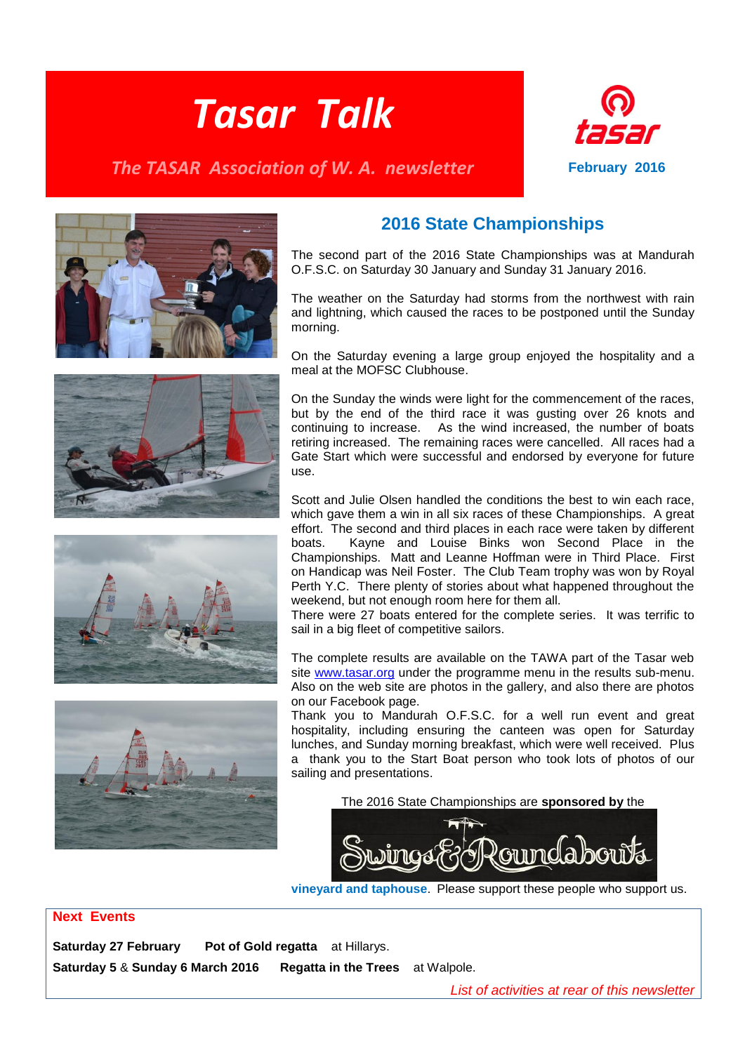# Tasar Talk

*The TASAR Association of W. A. newsletter*

tasar

**February 2016**

## 2016 State Championships

The second part of the 2016 State Championships was at Mandurah O.F.S.C. on Saturday 30 January and Sunday 31 January 2016.

The weather on the Saturday had storms from the northwest with rain and lightning, which caused the races to be postponed until the Sunday morning.

On the Saturday evening a large group enjoyed the hospitality and a meal at the MOFSC Clubhouse.

On the Sunday the winds were light for the commencement of the races, but by the end of the third race it was gusting over 26 knots and continuing to increase. As the wind increased, the number of boats retiring increased. The remaining races were cancelled. All races had a Gate Start which were successful and endorsed by everyone for future use.

Scott and Julie Olsen handled the conditions the best to win each race, which gave them a win in all six races of these Championships. A great effort. The second and third places in each race were taken by different boats. Kayne and Louise Binks won Second Place in the Championships. Matt and Leanne Hoffman were in Third Place. First on Handicap was Neil Foster. The Club Team trophy was won by Royal Perth Y.C. There plenty of stories about what happened throughout the weekend, but not enough room here for them all.
There were 27 boats entered for the complete series. It was terrific to sail in a big fleet of competitive sailors.

The complete results are available on the TAWA part of the Tasar web site www.tasar.org under the programme menu in the results sub-menu. Also on the web site are photos in the gallery, and also there are photos on our Facebook page.
Thank you to Mandurah O.F.S.C. for a well run event and great hospitality, including ensuring the canteen was open for Saturday lunches, and Sunday morning breakfast, which were well received. Plus a thank you to the Start Boat person who took lots of photos of our sailing and presentations.

The 2016 State Championships are **sponsored by** the

Swings & Roundabouts

**vineyard and taphouse**. Please support these people who support us.

**Next Events**

**Saturday 27 February** **Pot of Gold regatta** at Hillarys.

**Saturday 5** & **Sunday 6 March 2016** **Regatta in the Trees** at Walpole.

*List of activities at rear of this newsletter*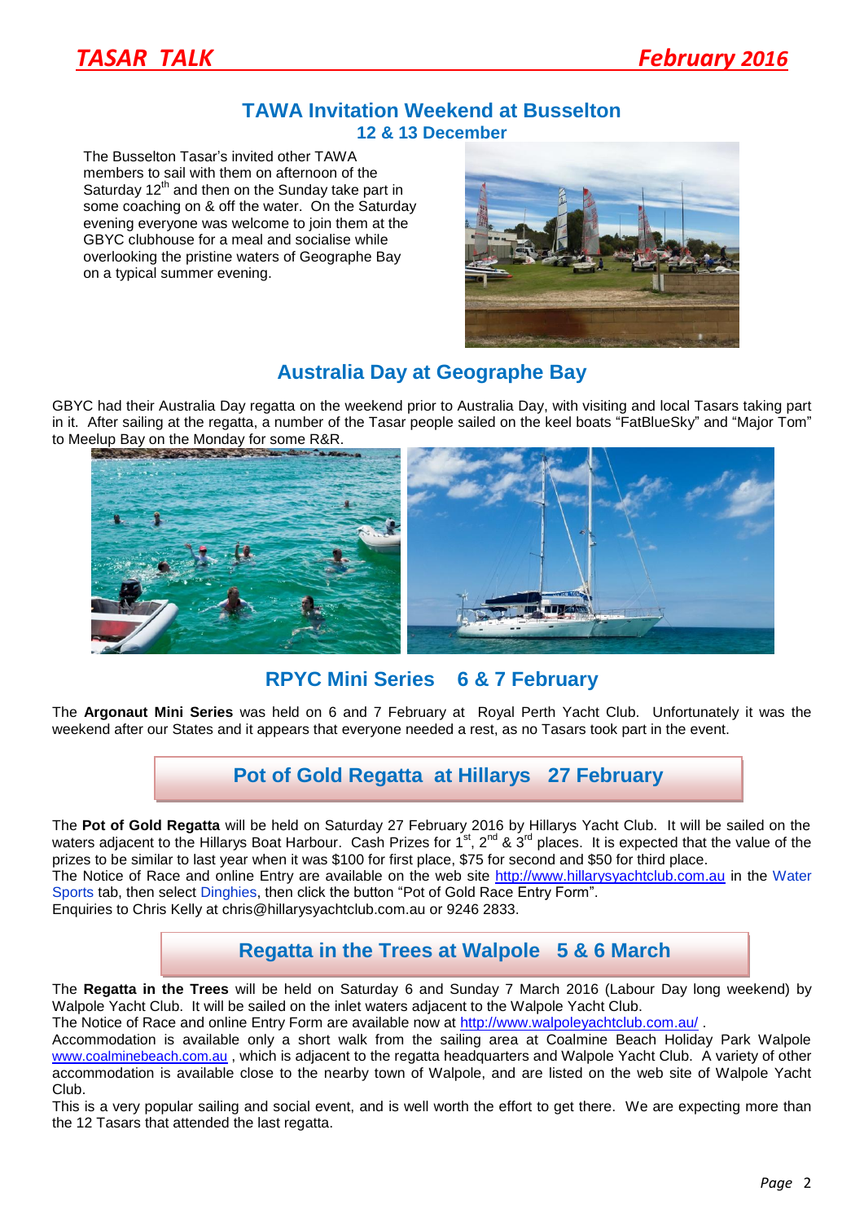## TAWA Invitation Weekend at Busselton

### 12 & 13 December

The Busselton Tasar's invited other TAWA members to sail with them on afternoon of the Saturday 12th and then on the Sunday take part in some coaching on & off the water. On the Saturday evening everyone was welcome to join them at the GBYC clubhouse for a meal and socialise while overlooking the pristine waters of Geographe Bay on a typical summer evening.

## Australia Day at Geographe Bay

GBYC had their Australia Day regatta on the weekend prior to Australia Day, with visiting and local Tasars taking part in it. After sailing at the regatta, a number of the Tasar people sailed on the keel boats "FatBlueSky" and "Major Tom" to Meelup Bay on the Monday for some R&R.

## RPYC Mini Series 6 & 7 February

The **Argonaut Mini Series** was held on 6 and 7 February at Royal Perth Yacht Club. Unfortunately it was the weekend after our States and it appears that everyone needed a rest, as no Tasars took part in the event.

## Pot of Gold Regatta at Hillarys 27 February

The **Pot of Gold Regatta** will be held on Saturday 27 February 2016 by Hillarys Yacht Club. It will be sailed on the waters adjacent to the Hillarys Boat Harbour. Cash Prizes for 1st, 2nd & 3rd places. It is expected that the value of the prizes to be similar to last year when it was $100 for first place, $75 for second and $50 for third place.
The Notice of Race and online Entry are available on the web site http://www.hillarysyachtclub.com.au in the Water Sports tab, then select Dinghies, then click the button "Pot of Gold Race Entry Form".
Enquiries to Chris Kelly at chris@hillarysyachtclub.com.au or 9246 2833.

## Regatta in the Trees at Walpole 5 & 6 March

The **Regatta in the Trees** will be held on Saturday 6 and Sunday 7 March 2016 (Labour Day long weekend) by Walpole Yacht Club. It will be sailed on the inlet waters adjacent to the Walpole Yacht Club.
The Notice of Race and online Entry Form are available now at http://www.walpoleyachtclub.com.au/ .
Accommodation is available only a short walk from the sailing area at Coalmine Beach Holiday Park Walpole www.coalminebeach.com.au , which is adjacent to the regatta headquarters and Walpole Yacht Club. A variety of other accommodation is available close to the nearby town of Walpole, and are listed on the web site of Walpole Yacht Club.
This is a very popular sailing and social event, and is well worth the effort to get there. We are expecting more than the 12 Tasars that attended the last regatta.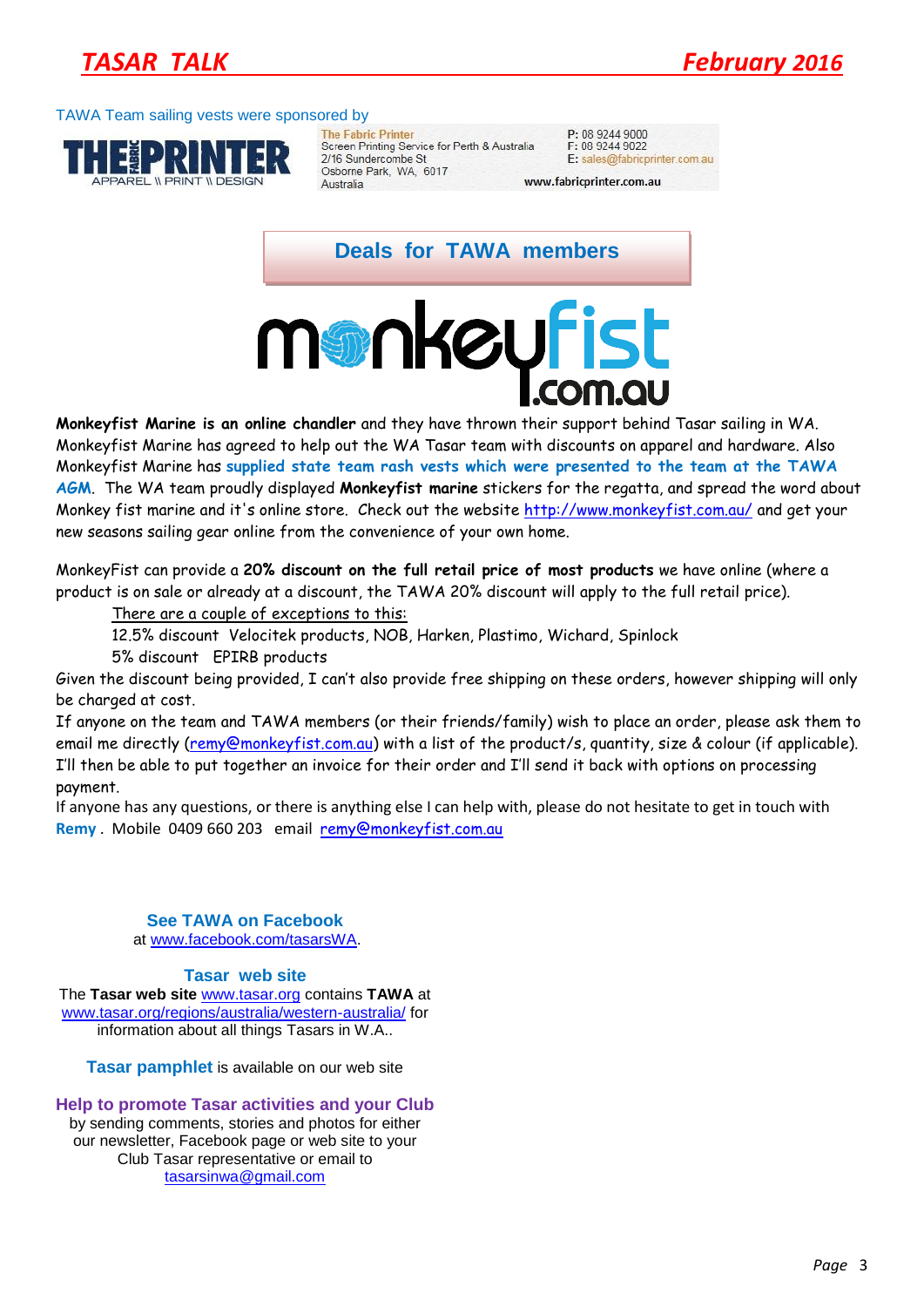TAWA Team sailing vests were sponsored by

THE PRINTER
APPAREL \\ PRINT \\ DESIGN

The Fabric Printer
Screen Printing Service for Perth & Australia
2/16 Sundercombe St
Osborne Park, WA, 6017
Australia

P: 08 9244 9000
F: 08 9244 9022
E: sales@fabricprinter.com.au

www.fabricprinter.com.au

## Deals for TAWA members

monkeyfist.com.au

**Monkeyfist Marine is an online chandler** and they have thrown their support behind Tasar sailing in WA. Monkeyfist Marine has agreed to help out the WA Tasar team with discounts on apparel and hardware. Also Monkeyfist Marine has **supplied state team rash vests which were presented to the team at the TAWA AGM**. The WA team proudly displayed **Monkeyfist marine** stickers for the regatta, and spread the word about Monkey fist marine and it's online store. Check out the website http://www.monkeyfist.com.au/ and get your new seasons sailing gear online from the convenience of your own home.

MonkeyFist can provide a **20% discount on the full retail price of most products** we have online (where a product is on sale or already at a discount, the TAWA 20% discount will apply to the full retail price).

There are a couple of exceptions to this:

12.5% discount Velocitek products, NOB, Harken, Plastimo, Wichard, Spinlock

5% discount EPIRB products

Given the discount being provided, I can't also provide free shipping on these orders, however shipping will only be charged at cost.

If anyone on the team and TAWA members (or their friends/family) wish to place an order, please ask them to email me directly (remy@monkeyfist.com.au) with a list of the product/s, quantity, size & colour (if applicable). I'll then be able to put together an invoice for their order and I'll send it back with options on processing payment.

If anyone has any questions, or there is anything else I can help with, please do not hesitate to get in touch with **Remy** . Mobile 0409 660 203 email remy@monkeyfist.com.au

### See TAWA on Facebook

at www.facebook.com/tasarsWA.

### Tasar web site

The **Tasar web site** www.tasar.org contains **TAWA** at www.tasar.org/regions/australia/western-australia/ for information about all things Tasars in W.A..

**Tasar pamphlet** is available on our web site

### Help to promote Tasar activities and your Club

by sending comments, stories and photos for either our newsletter, Facebook page or web site to your Club Tasar representative or email to tasarsinwa@gmail.com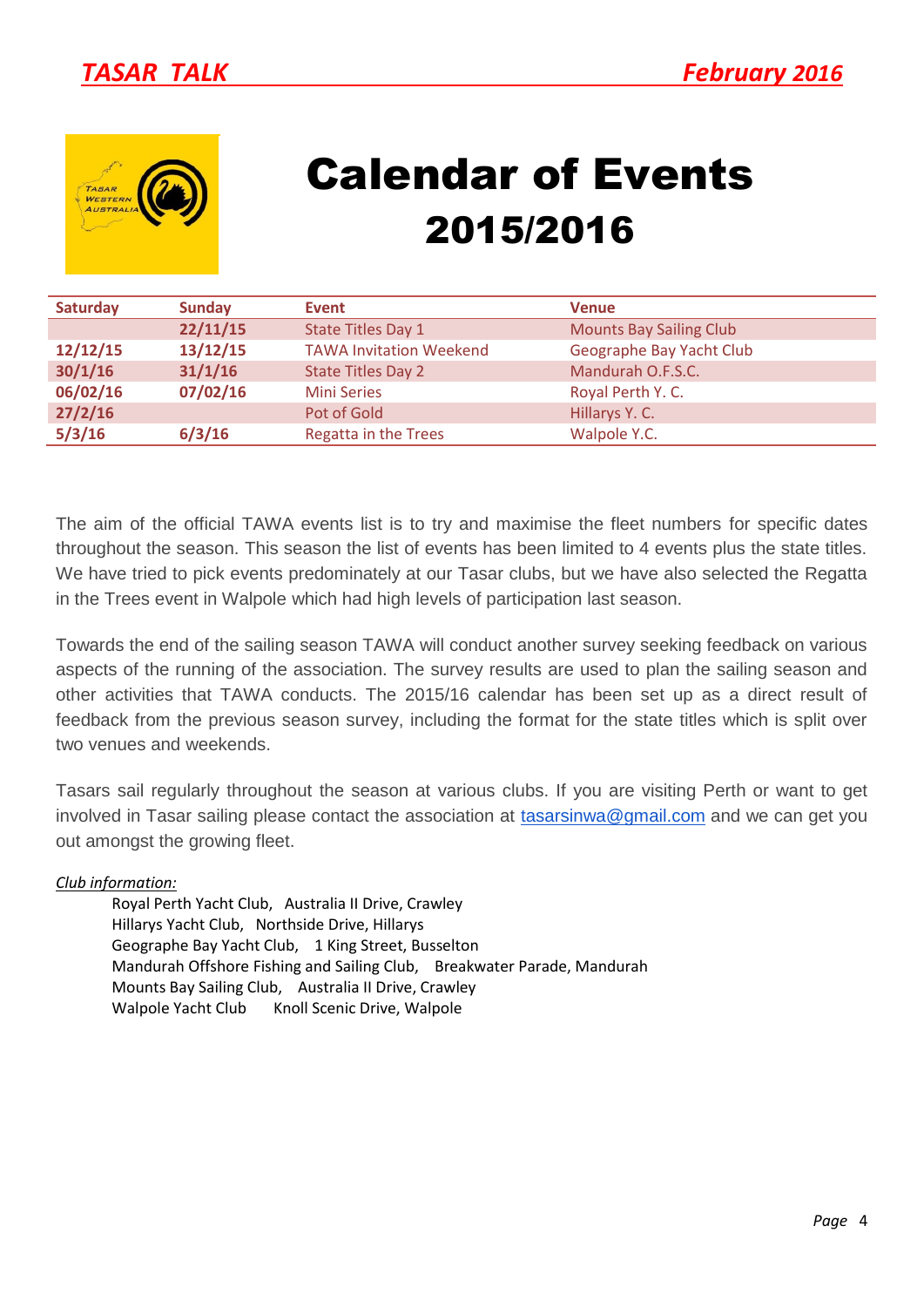# Calendar of Events 2015/2016

| Saturday | Sunday | Event | Venue |
|---|---|---|---|
| | 22/11/15 | State Titles Day 1 | Mounts Bay Sailing Club |
| 12/12/15 | 13/12/15 | TAWA Invitation Weekend | Geographe Bay Yacht Club |
| 30/1/16 | 31/1/16 | State Titles Day 2 | Mandurah O.F.S.C. |
| 06/02/16 | 07/02/16 | Mini Series | Royal Perth Y. C. |
| 27/2/16 | | Pot of Gold | Hillarys Y. C. |
| 5/3/16 | 6/3/16 | Regatta in the Trees | Walpole Y.C. |

The aim of the official TAWA events list is to try and maximise the fleet numbers for specific dates throughout the season. This season the list of events has been limited to 4 events plus the state titles. We have tried to pick events predominately at our Tasar clubs, but we have also selected the Regatta in the Trees event in Walpole which had high levels of participation last season.

Towards the end of the sailing season TAWA will conduct another survey seeking feedback on various aspects of the running of the association. The survey results are used to plan the sailing season and other activities that TAWA conducts. The 2015/16 calendar has been set up as a direct result of feedback from the previous season survey, including the format for the state titles which is split over two venues and weekends.

Tasars sail regularly throughout the season at various clubs. If you are visiting Perth or want to get involved in Tasar sailing please contact the association at tasarsinwa@gmail.com and we can get you out amongst the growing fleet.

*Club information:*

Royal Perth Yacht Club, Australia II Drive, Crawley
Hillarys Yacht Club, Northside Drive, Hillarys
Geographe Bay Yacht Club, 1 King Street, Busselton
Mandurah Offshore Fishing and Sailing Club, Breakwater Parade, Mandurah
Mounts Bay Sailing Club, Australia II Drive, Crawley
Walpole Yacht Club Knoll Scenic Drive, Walpole